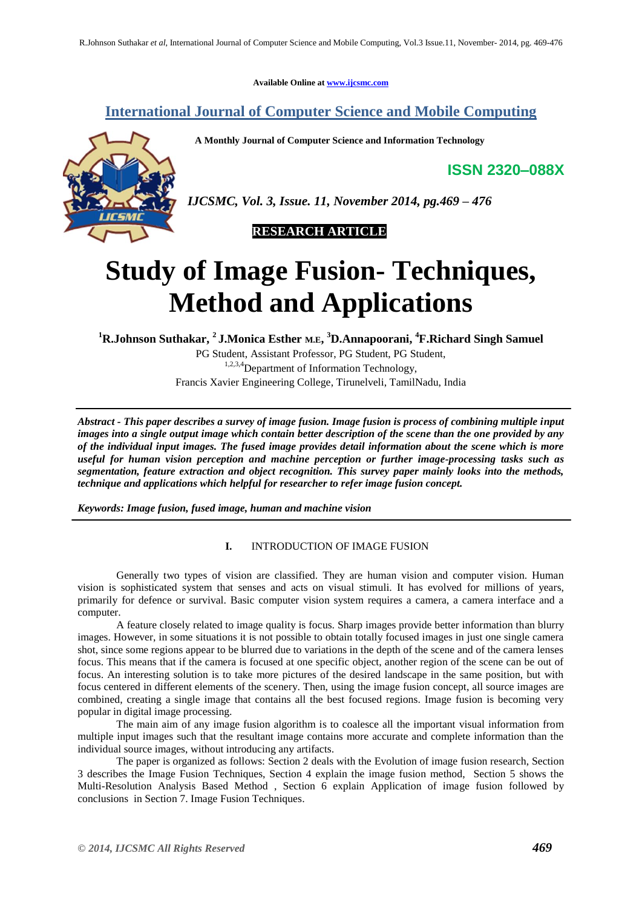Available Online at www.ijcsmc.com

# International Journal of Computer Science and Mobile Computing

**A Monthly Journal of Computer Science and Information Technology**

**ISSN 2320–088X**

*IJCSMC, Vol. 3, Issue. 11, November 2014, pg.469 – 476*

**RESEARCH ARTICLE**

# Study of Image Fusion- Techniques, Method and Applications

**[1]R.Johnson Suthakar, [2] J.Monica Esther M.E, [3]D.Annapoorani, [4]F.Richard Singh Samuel**

PG Student, Assistant Professor, PG Student, PG Student,
[1,2,3,4]Department of Information Technology,
Francis Xavier Engineering College, Tirunelveli, TamilNadu, India

***Abstract - This paper describes a survey of image fusion. Image fusion is process of combining multiple input images into a single output image which contain better description of the scene than the one provided by any of the individual input images. The fused image provides detail information about the scene which is more useful for human vision perception and machine perception or further image-processing tasks such as segmentation, feature extraction and object recognition. This survey paper mainly looks into the methods, technique and applications which helpful for researcher to refer image fusion concept.***

***Keywords: Image fusion, fused image, human and machine vision***

## I. INTRODUCTION OF IMAGE FUSION

Generally two types of vision are classified. They are human vision and computer vision. Human vision is sophisticated system that senses and acts on visual stimuli. It has evolved for millions of years, primarily for defence or survival. Basic computer vision system requires a camera, a camera interface and a computer.

A feature closely related to image quality is focus. Sharp images provide better information than blurry images. However, in some situations it is not possible to obtain totally focused images in just one single camera shot, since some regions appear to be blurred due to variations in the depth of the scene and of the camera lenses focus. This means that if the camera is focused at one specific object, another region of the scene can be out of focus. An interesting solution is to take more pictures of the desired landscape in the same position, but with focus centered in different elements of the scenery. Then, using the image fusion concept, all source images are combined, creating a single image that contains all the best focused regions. Image fusion is becoming very popular in digital image processing.

The main aim of any image fusion algorithm is to coalesce all the important visual information from multiple input images such that the resultant image contains more accurate and complete information than the individual source images, without introducing any artifacts.

The paper is organized as follows: Section 2 deals with the Evolution of image fusion research, Section 3 describes the Image Fusion Techniques, Section 4 explain the image fusion method, Section 5 shows the Multi-Resolution Analysis Based Method , Section 6 explain Application of image fusion followed by conclusions in Section 7. Image Fusion Techniques.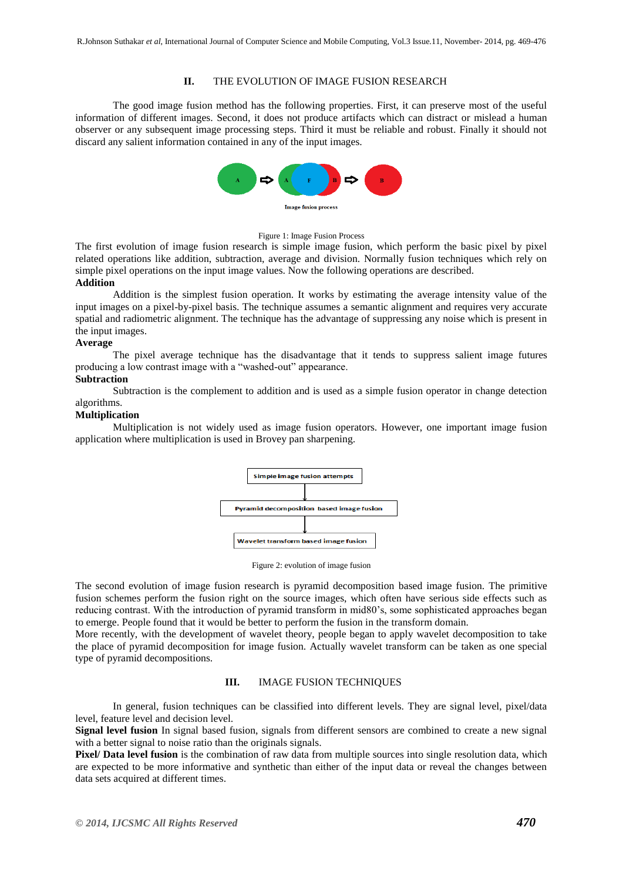## II. THE EVOLUTION OF IMAGE FUSION RESEARCH

The good image fusion method has the following properties. First, it can preserve most of the useful information of different images. Second, it does not produce artifacts which can distract or mislead a human observer or any subsequent image processing steps. Third it must be reliable and robust. Finally it should not discard any salient information contained in any of the input images.

Image fusion process

Figure 1: Image Fusion Process

The first evolution of image fusion research is simple image fusion, which perform the basic pixel by pixel related operations like addition, subtraction, average and division. Normally fusion techniques which rely on simple pixel operations on the input image values. Now the following operations are described.

**Addition**

Addition is the simplest fusion operation. It works by estimating the average intensity value of the input images on a pixel-by-pixel basis. The technique assumes a semantic alignment and requires very accurate spatial and radiometric alignment. The technique has the advantage of suppressing any noise which is present in the input images.

**Average**

The pixel average technique has the disadvantage that it tends to suppress salient image futures producing a low contrast image with a "washed-out" appearance.

**Subtraction**

Subtraction is the complement to addition and is used as a simple fusion operator in change detection algorithms.

**Multiplication**

Multiplication is not widely used as image fusion operators. However, one important image fusion application where multiplication is used in Brovey pan sharpening.

Simple image fusion attempts → Pyramid decomposition based image fusion → Wavelet transform based image fusion

Figure 2: evolution of image fusion

The second evolution of image fusion research is pyramid decomposition based image fusion. The primitive fusion schemes perform the fusion right on the source images, which often have serious side effects such as reducing contrast. With the introduction of pyramid transform in mid80's, some sophisticated approaches began to emerge. People found that it would be better to perform the fusion in the transform domain.

More recently, with the development of wavelet theory, people began to apply wavelet decomposition to take the place of pyramid decomposition for image fusion. Actually wavelet transform can be taken as one special type of pyramid decompositions.

## III. IMAGE FUSION TECHNIQUES

In general, fusion techniques can be classified into different levels. They are signal level, pixel/data level, feature level and decision level.

**Signal level fusion** In signal based fusion, signals from different sensors are combined to create a new signal with a better signal to noise ratio than the originals signals.

**Pixel/ Data level fusion** is the combination of raw data from multiple sources into single resolution data, which are expected to be more informative and synthetic than either of the input data or reveal the changes between data sets acquired at different times.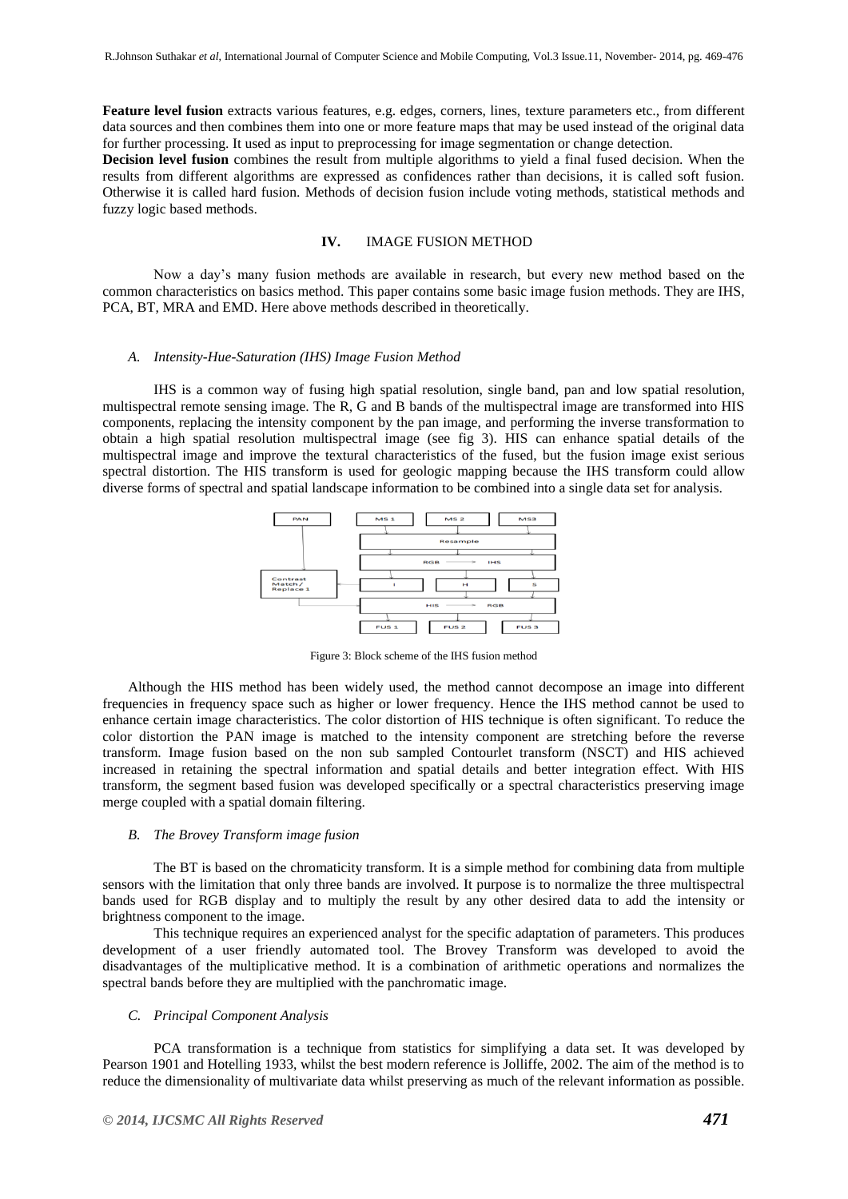**Feature level fusion** extracts various features, e.g. edges, corners, lines, texture parameters etc., from different data sources and then combines them into one or more feature maps that may be used instead of the original data for further processing. It used as input to preprocessing for image segmentation or change detection.

**Decision level fusion** combines the result from multiple algorithms to yield a final fused decision. When the results from different algorithms are expressed as confidences rather than decisions, it is called soft fusion. Otherwise it is called hard fusion. Methods of decision fusion include voting methods, statistical methods and fuzzy logic based methods.

## IV. IMAGE FUSION METHOD

Now a day's many fusion methods are available in research, but every new method based on the common characteristics on basics method. This paper contains some basic image fusion methods. They are IHS, PCA, BT, MRA and EMD. Here above methods described in theoretically.

### *A. Intensity-Hue-Saturation (IHS) Image Fusion Method*

IHS is a common way of fusing high spatial resolution, single band, pan and low spatial resolution, multispectral remote sensing image. The R, G and B bands of the multispectral image are transformed into HIS components, replacing the intensity component by the pan image, and performing the inverse transformation to obtain a high spatial resolution multispectral image (see fig 3). HIS can enhance spatial details of the multispectral image and improve the textural characteristics of the fused, but the fusion image exist serious spectral distortion. The HIS transform is used for geologic mapping because the IHS transform could allow diverse forms of spectral and spatial landscape information to be combined into a single data set for analysis.

Figure 3: Block scheme of the IHS fusion method

Although the HIS method has been widely used, the method cannot decompose an image into different frequencies in frequency space such as higher or lower frequency. Hence the IHS method cannot be used to enhance certain image characteristics. The color distortion of HIS technique is often significant. To reduce the color distortion the PAN image is matched to the intensity component are stretching before the reverse transform. Image fusion based on the non sub sampled Contourlet transform (NSCT) and HIS achieved increased in retaining the spectral information and spatial details and better integration effect. With HIS transform, the segment based fusion was developed specifically or a spectral characteristics preserving image merge coupled with a spatial domain filtering.

### *B. The Brovey Transform image fusion*

The BT is based on the chromaticity transform. It is a simple method for combining data from multiple sensors with the limitation that only three bands are involved. It purpose is to normalize the three multispectral bands used for RGB display and to multiply the result by any other desired data to add the intensity or brightness component to the image.

This technique requires an experienced analyst for the specific adaptation of parameters. This produces development of a user friendly automated tool. The Brovey Transform was developed to avoid the disadvantages of the multiplicative method. It is a combination of arithmetic operations and normalizes the spectral bands before they are multiplied with the panchromatic image.

### *C. Principal Component Analysis*

PCA transformation is a technique from statistics for simplifying a data set. It was developed by Pearson 1901 and Hotelling 1933, whilst the best modern reference is Jolliffe, 2002. The aim of the method is to reduce the dimensionality of multivariate data whilst preserving as much of the relevant information as possible.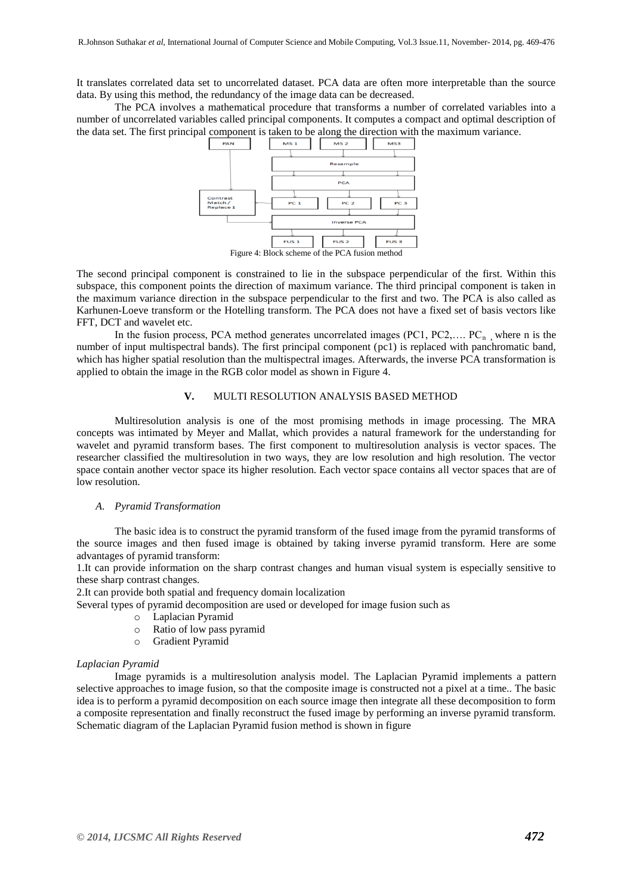It translates correlated data set to uncorrelated dataset. PCA data are often more interpretable than the source data. By using this method, the redundancy of the image data can be decreased.

The PCA involves a mathematical procedure that transforms a number of correlated variables into a number of uncorrelated variables called principal components. It computes a compact and optimal description of the data set. The first principal component is taken to be along the direction with the maximum variance.

Figure 4: Block scheme of the PCA fusion method

The second principal component is constrained to lie in the subspace perpendicular of the first. Within this subspace, this component points the direction of maximum variance. The third principal component is taken in the maximum variance direction in the subspace perpendicular to the first and two. The PCA is also called as Karhunen-Loeve transform or the Hotelling transform. The PCA does not have a fixed set of basis vectors like FFT, DCT and wavelet etc.

In the fusion process, PCA method generates uncorrelated images (PC1, PC2,…. $PC_n$ , where n is the number of input multispectral bands). The first principal component (pc1) is replaced with panchromatic band, which has higher spatial resolution than the multispectral images. Afterwards, the inverse PCA transformation is applied to obtain the image in the RGB color model as shown in Figure 4.

## V. MULTI RESOLUTION ANALYSIS BASED METHOD

Multiresolution analysis is one of the most promising methods in image processing. The MRA concepts was intimated by Meyer and Mallat, which provides a natural framework for the understanding for wavelet and pyramid transform bases. The first component to multiresolution analysis is vector spaces. The researcher classified the multiresolution in two ways, they are low resolution and high resolution. The vector space contain another vector space its higher resolution. Each vector space contains all vector spaces that are of low resolution.

### *A. Pyramid Transformation*

The basic idea is to construct the pyramid transform of the fused image from the pyramid transforms of the source images and then fused image is obtained by taking inverse pyramid transform. Here are some advantages of pyramid transform:

1.It can provide information on the sharp contrast changes and human visual system is especially sensitive to these sharp contrast changes.

2.It can provide both spatial and frequency domain localization

Several types of pyramid decomposition are used or developed for image fusion such as

- Laplacian Pyramid
- Ratio of low pass pyramid
- Gradient Pyramid

*Laplacian Pyramid*

Image pyramids is a multiresolution analysis model. The Laplacian Pyramid implements a pattern selective approaches to image fusion, so that the composite image is constructed not a pixel at a time.. The basic idea is to perform a pyramid decomposition on each source image then integrate all these decomposition to form a composite representation and finally reconstruct the fused image by performing an inverse pyramid transform. Schematic diagram of the Laplacian Pyramid fusion method is shown in figure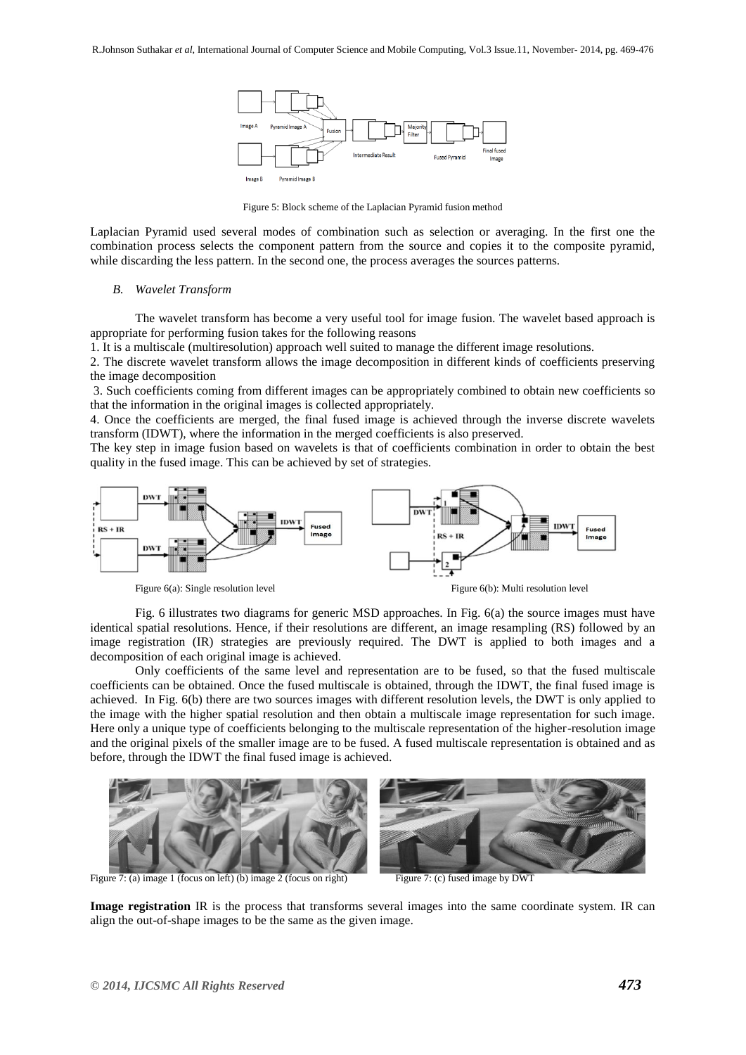Figure 5: Block scheme of the Laplacian Pyramid fusion method

Laplacian Pyramid used several modes of combination such as selection or averaging. In the first one the combination process selects the component pattern from the source and copies it to the composite pyramid, while discarding the less pattern. In the second one, the process averages the sources patterns.

### *B. Wavelet Transform*

The wavelet transform has become a very useful tool for image fusion. The wavelet based approach is appropriate for performing fusion takes for the following reasons

1. It is a multiscale (multiresolution) approach well suited to manage the different image resolutions.
2. The discrete wavelet transform allows the image decomposition in different kinds of coefficients preserving the image decomposition
3. Such coefficients coming from different images can be appropriately combined to obtain new coefficients so that the information in the original images is collected appropriately.
4. Once the coefficients are merged, the final fused image is achieved through the inverse discrete wavelets transform (IDWT), where the information in the merged coefficients is also preserved.

The key step in image fusion based on wavelets is that of coefficients combination in order to obtain the best quality in the fused image. This can be achieved by set of strategies.

Figure 6(a): Single resolution level

Figure 6(b): Multi resolution level

Fig. 6 illustrates two diagrams for generic MSD approaches. In Fig. 6(a) the source images must have identical spatial resolutions. Hence, if their resolutions are different, an image resampling (RS) followed by an image registration (IR) strategies are previously required. The DWT is applied to both images and a decomposition of each original image is achieved.

Only coefficients of the same level and representation are to be fused, so that the fused multiscale coefficients can be obtained. Once the fused multiscale is obtained, through the IDWT, the final fused image is achieved. In Fig. 6(b) there are two sources images with different resolution levels, the DWT is only applied to the image with the higher spatial resolution and then obtain a multiscale image representation for such image. Here only a unique type of coefficients belonging to the multiscale representation of the higher-resolution image and the original pixels of the smaller image are to be fused. A fused multiscale representation is obtained and as before, through the IDWT the final fused image is achieved.

Figure 7: (a) image 1 (focus on left) (b) image 2 (focus on right)

Figure 7: (c) fused image by DWT

**Image registration** IR is the process that transforms several images into the same coordinate system. IR can align the out-of-shape images to be the same as the given image.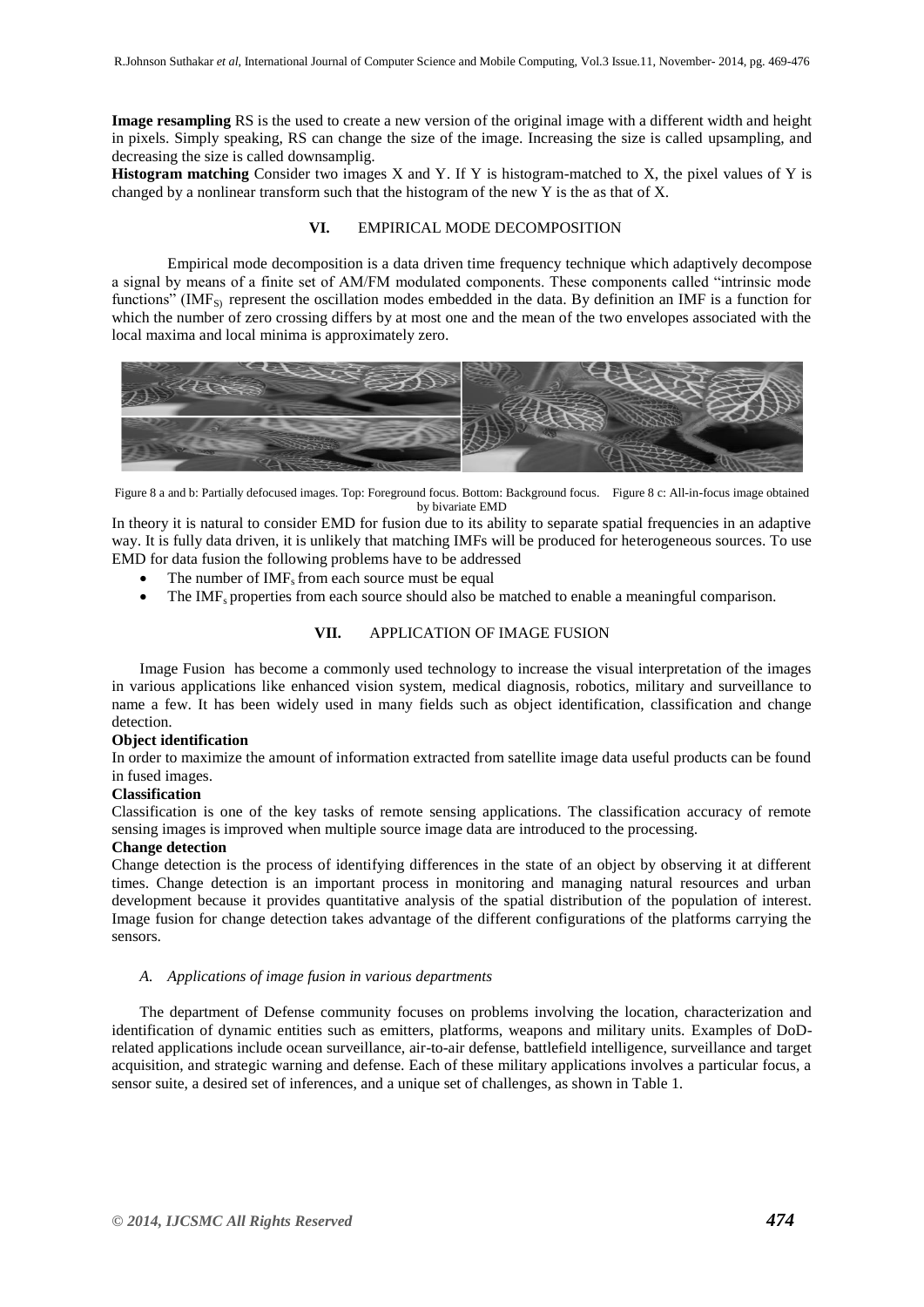**Image resampling** RS is the used to create a new version of the original image with a different width and height in pixels. Simply speaking, RS can change the size of the image. Increasing the size is called upsampling, and decreasing the size is called downsamplig.

**Histogram matching** Consider two images X and Y. If Y is histogram-matched to X, the pixel values of Y is changed by a nonlinear transform such that the histogram of the new Y is the as that of X.

## VI. EMPIRICAL MODE DECOMPOSITION

Empirical mode decomposition is a data driven time frequency technique which adaptively decompose a signal by means of a finite set of AM/FM modulated components. These components called "intrinsic mode functions" ($IMF_{S)}$ represent the oscillation modes embedded in the data. By definition an IMF is a function for which the number of zero crossing differs by at most one and the mean of the two envelopes associated with the local maxima and local minima is approximately zero.

Figure 8 a and b: Partially defocused images. Top: Foreground focus. Bottom: Background focus. Figure 8 c: All-in-focus image obtained by bivariate EMD

In theory it is natural to consider EMD for fusion due to its ability to separate spatial frequencies in an adaptive way. It is fully data driven, it is unlikely that matching IMFs will be produced for heterogeneous sources. To use EMD for data fusion the following problems have to be addressed

- The number of $IMF_s$ from each source must be equal
- The $IMF_s$ properties from each source should also be matched to enable a meaningful comparison.

## VII. APPLICATION OF IMAGE FUSION

Image Fusion has become a commonly used technology to increase the visual interpretation of the images in various applications like enhanced vision system, medical diagnosis, robotics, military and surveillance to name a few. It has been widely used in many fields such as object identification, classification and change detection.

**Object identification**

In order to maximize the amount of information extracted from satellite image data useful products can be found in fused images.

**Classification**

Classification is one of the key tasks of remote sensing applications. The classification accuracy of remote sensing images is improved when multiple source image data are introduced to the processing.

**Change detection**

Change detection is the process of identifying differences in the state of an object by observing it at different times. Change detection is an important process in monitoring and managing natural resources and urban development because it provides quantitative analysis of the spatial distribution of the population of interest. Image fusion for change detection takes advantage of the different configurations of the platforms carrying the sensors.

### *A. Applications of image fusion in various departments*

The department of Defense community focuses on problems involving the location, characterization and identification of dynamic entities such as emitters, platforms, weapons and military units. Examples of DoD-related applications include ocean surveillance, air-to-air defense, battlefield intelligence, surveillance and target acquisition, and strategic warning and defense. Each of these military applications involves a particular focus, a sensor suite, a desired set of inferences, and a unique set of challenges, as shown in Table 1.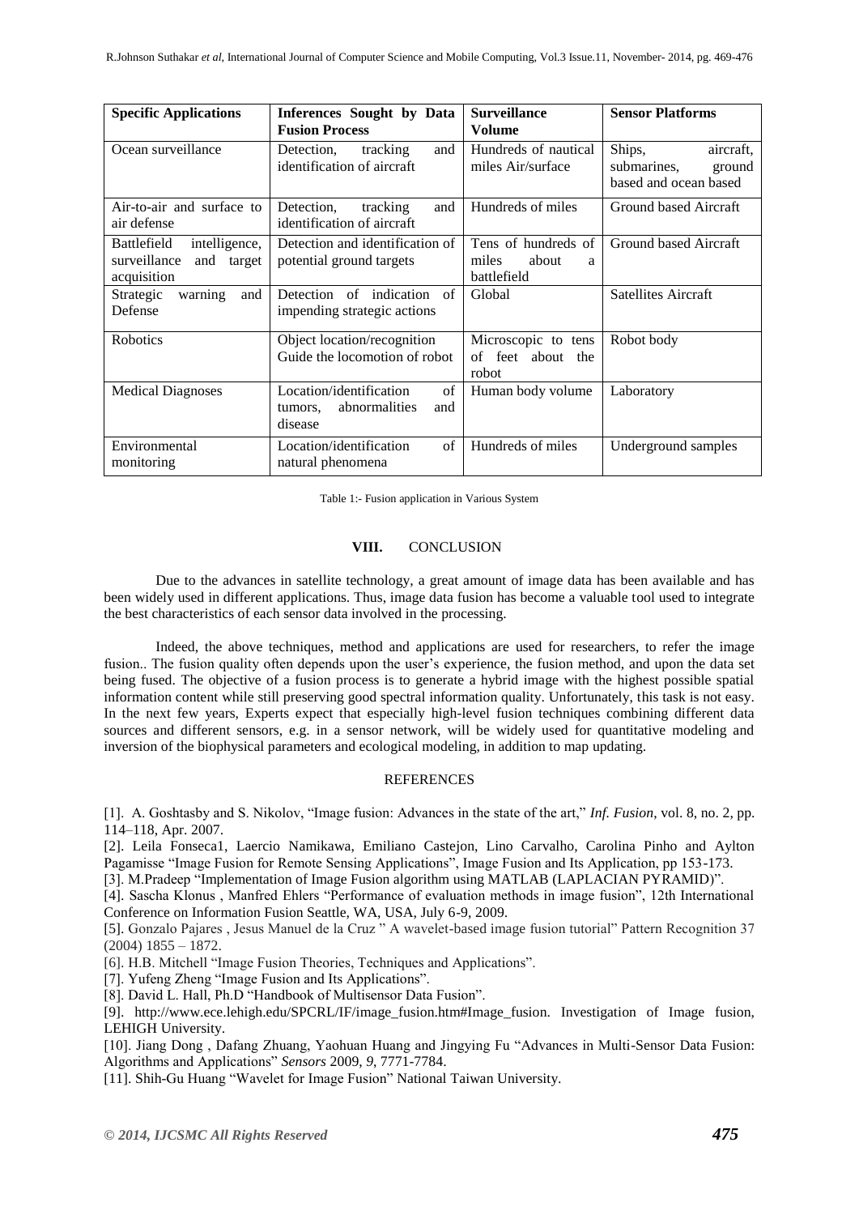| **Specific Applications** | **Inferences Sought by Data Fusion Process** | **Surveillance Volume** | **Sensor Platforms** |
|---|---|---|---|
| Ocean surveillance | Detection, tracking and identification of aircraft | Hundreds of nautical miles Air/surface | Ships, aircraft, submarines, ground based and ocean based |
| Air-to-air and surface to air defense | Detection, tracking and identification of aircraft | Hundreds of miles | Ground based Aircraft |
| Battlefield intelligence, surveillance and target acquisition | Detection and identification of potential ground targets | Tens of hundreds of miles about a battlefield | Ground based Aircraft |
| Strategic warning and Defense | Detection of indication of impending strategic actions | Global | Satellites Aircraft |
| Robotics | Object location/recognition Guide the locomotion of robot | Microscopic to tens of feet about the robot | Robot body |
| Medical Diagnoses | Location/identification of tumors, abnormalities and disease | Human body volume | Laboratory |
| Environmental monitoring | Location/identification of natural phenomena | Hundreds of miles | Underground samples |

Table 1:- Fusion application in Various System

## VIII. CONCLUSION

Due to the advances in satellite technology, a great amount of image data has been available and has been widely used in different applications. Thus, image data fusion has become a valuable tool used to integrate the best characteristics of each sensor data involved in the processing.

Indeed, the above techniques, method and applications are used for researchers, to refer the image fusion.. The fusion quality often depends upon the user's experience, the fusion method, and upon the data set being fused. The objective of a fusion process is to generate a hybrid image with the highest possible spatial information content while still preserving good spectral information quality. Unfortunately, this task is not easy. In the next few years, Experts expect that especially high-level fusion techniques combining different data sources and different sensors, e.g. in a sensor network, will be widely used for quantitative modeling and inversion of the biophysical parameters and ecological modeling, in addition to map updating.

## REFERENCES

[1]. A. Goshtasby and S. Nikolov, "Image fusion: Advances in the state of the art," *Inf. Fusion*, vol. 8, no. 2, pp. 114–118, Apr. 2007.

[2]. Leila Fonseca1, Laercio Namikawa, Emiliano Castejon, Lino Carvalho, Carolina Pinho and Aylton Pagamisse "Image Fusion for Remote Sensing Applications", Image Fusion and Its Application, pp 153-173.

[3]. M.Pradeep "Implementation of Image Fusion algorithm using MATLAB (LAPLACIAN PYRAMID)".

[4]. Sascha Klonus , Manfred Ehlers "Performance of evaluation methods in image fusion", 12th International Conference on Information Fusion Seattle, WA, USA, July 6-9, 2009.

[5]. Gonzalo Pajares , Jesus Manuel de la Cruz " A wavelet-based image fusion tutorial" Pattern Recognition 37 (2004) 1855 – 1872.

[6]. H.B. Mitchell "Image Fusion Theories, Techniques and Applications".

[7]. Yufeng Zheng "Image Fusion and Its Applications".

[8]. David L. Hall, Ph.D "Handbook of Multisensor Data Fusion".

[9]. http://www.ece.lehigh.edu/SPCRL/IF/image_fusion.htm#Image_fusion. Investigation of Image fusion, LEHIGH University.

[10]. Jiang Dong , Dafang Zhuang, Yaohuan Huang and Jingying Fu "Advances in Multi-Sensor Data Fusion: Algorithms and Applications" *Sensors* 2009, *9*, 7771-7784.

[11]. Shih-Gu Huang "Wavelet for Image Fusion" National Taiwan University.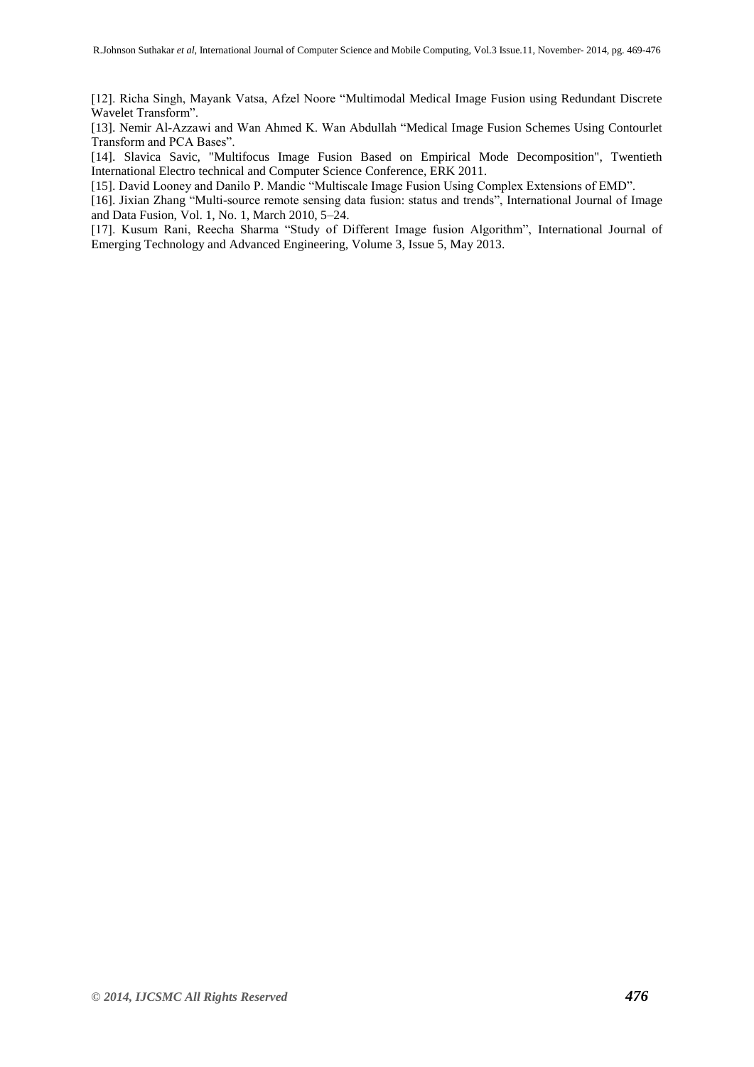[12]. Richa Singh, Mayank Vatsa, Afzel Noore “Multimodal Medical Image Fusion using Redundant Discrete Wavelet Transform”.

[13]. Nemir Al-Azzawi and Wan Ahmed K. Wan Abdullah “Medical Image Fusion Schemes Using Contourlet Transform and PCA Bases”.

[14]. Slavica Savic, "Multifocus Image Fusion Based on Empirical Mode Decomposition", Twentieth International Electro technical and Computer Science Conference, ERK 2011.

[15]. David Looney and Danilo P. Mandic “Multiscale Image Fusion Using Complex Extensions of EMD”.

[16]. Jixian Zhang “Multi-source remote sensing data fusion: status and trends”, International Journal of Image and Data Fusion, Vol. 1, No. 1, March 2010, 5–24.

[17]. Kusum Rani, Reecha Sharma “Study of Different Image fusion Algorithm”, International Journal of Emerging Technology and Advanced Engineering, Volume 3, Issue 5, May 2013.